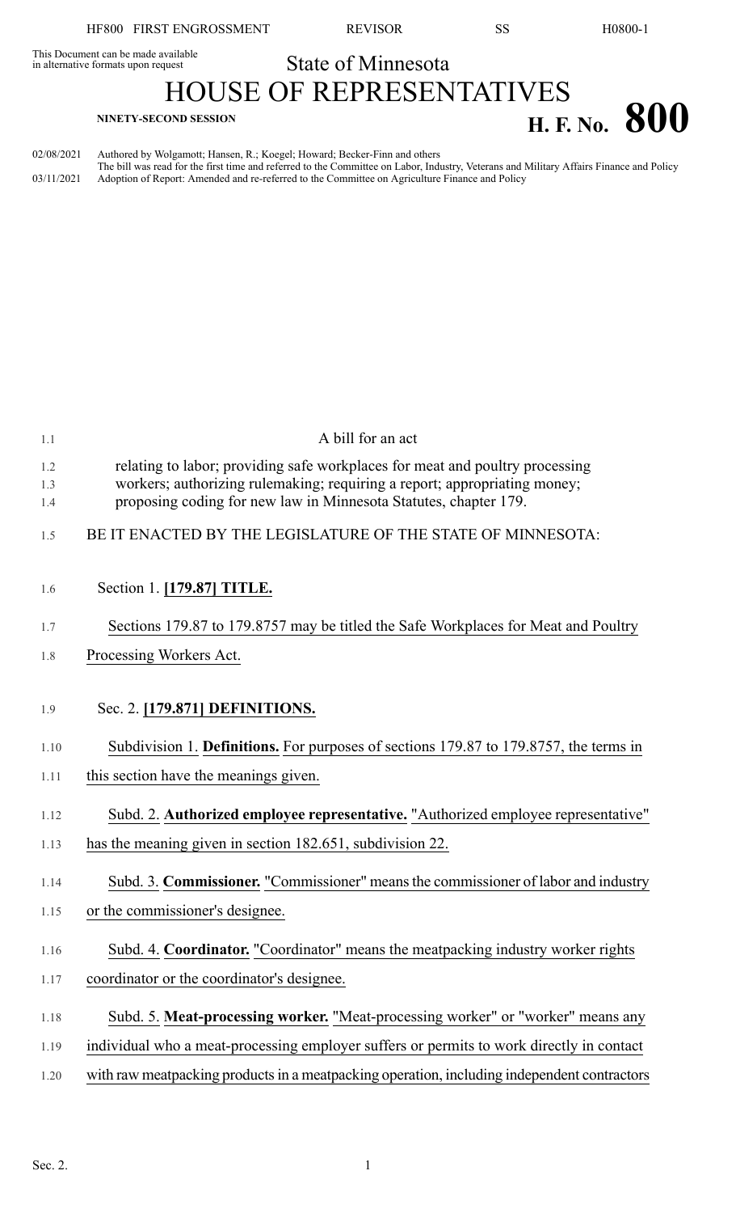This Document can be made available in alternative formats upon request

State of Minnesota

# HOUSE OF REPRESENTATIVES

**NINETY-SECOND SESSION**

# H. F. No. 800

02/08/2021 Authored by Wolgamott; Hansen, R.; Koegel; Howard; Becker-Finn and others
The bill was read for the first time and referred to the Committee on Labor, Industry, Veterans and Military Affairs Finance and Policy
03/11/2021 Adoption of Report: Amended and re-referred to the Committee on Agriculture Finance and Policy

A bill for an act

relating to labor; providing safe workplaces for meat and poultry processing workers; authorizing rulemaking; requiring a report; appropriating money; proposing coding for new law in Minnesota Statutes, chapter 179.

BE IT ENACTED BY THE LEGISLATURE OF THE STATE OF MINNESOTA:

Section 1. **[179.87] TITLE.**

Sections 179.87 to 179.8757 may be titled the Safe Workplaces for Meat and Poultry Processing Workers Act.

Sec. 2. **[179.871] DEFINITIONS.**

Subdivision 1. **Definitions.** For purposes of sections 179.87 to 179.8757, the terms in this section have the meanings given.

Subd. 2. **Authorized employee representative.** "Authorized employee representative" has the meaning given in section 182.651, subdivision 22.

Subd. 3. **Commissioner.** "Commissioner" means the commissioner of labor and industry or the commissioner's designee.

Subd. 4. **Coordinator.** "Coordinator" means the meatpacking industry worker rights coordinator or the coordinator's designee.

Subd. 5. **Meat-processing worker.** "Meat-processing worker" or "worker" means any individual who a meat-processing employer suffers or permits to work directly in contact with raw meatpacking products in a meatpacking operation, including independent contractors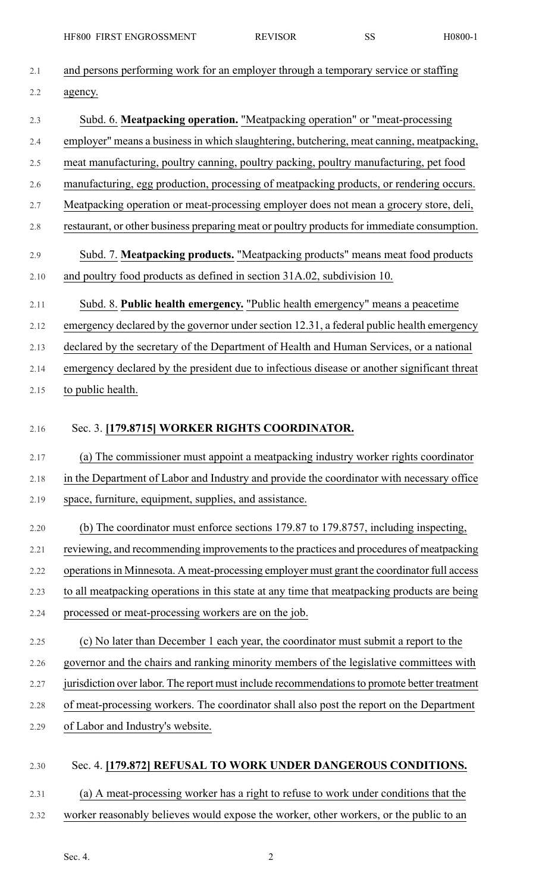and persons performing work for an employer through a temporary service or staffing agency.

Subd. 6. **Meatpacking operation.** "Meatpacking operation" or "meat-processing employer" means a business in which slaughtering, butchering, meat canning, meatpacking, meat manufacturing, poultry canning, poultry packing, poultry manufacturing, pet food manufacturing, egg production, processing of meatpacking products, or rendering occurs. Meatpacking operation or meat-processing employer does not mean a grocery store, deli, restaurant, or other business preparing meat or poultry products for immediate consumption.

Subd. 7. **Meatpacking products.** "Meatpacking products" means meat food products and poultry food products as defined in section 31A.02, subdivision 10.

Subd. 8. **Public health emergency.** "Public health emergency" means a peacetime emergency declared by the governor under section 12.31, a federal public health emergency declared by the secretary of the Department of Health and Human Services, or a national emergency declared by the president due to infectious disease or another significant threat to public health.

Sec. 3. **[179.8715] WORKER RIGHTS COORDINATOR.**

(a) The commissioner must appoint a meatpacking industry worker rights coordinator in the Department of Labor and Industry and provide the coordinator with necessary office space, furniture, equipment, supplies, and assistance.

(b) The coordinator must enforce sections 179.87 to 179.8757, including inspecting, reviewing, and recommending improvements to the practices and procedures of meatpacking operations in Minnesota. A meat-processing employer must grant the coordinator full access to all meatpacking operations in this state at any time that meatpacking products are being processed or meat-processing workers are on the job.

(c) No later than December 1 each year, the coordinator must submit a report to the governor and the chairs and ranking minority members of the legislative committees with jurisdiction over labor. The report must include recommendations to promote better treatment of meat-processing workers. The coordinator shall also post the report on the Department of Labor and Industry's website.

Sec. 4. **[179.872] REFUSAL TO WORK UNDER DANGEROUS CONDITIONS.**

(a) A meat-processing worker has a right to refuse to work under conditions that the worker reasonably believes would expose the worker, other workers, or the public to an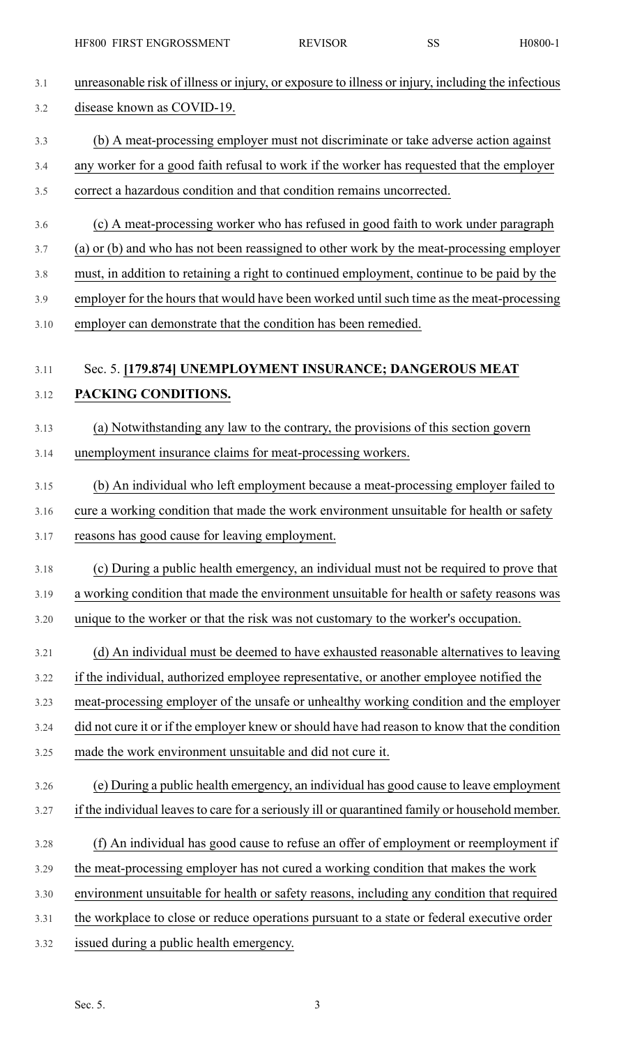unreasonable risk of illness or injury, or exposure to illness or injury, including the infectious disease known as COVID-19.

(b) A meat-processing employer must not discriminate or take adverse action against any worker for a good faith refusal to work if the worker has requested that the employer correct a hazardous condition and that condition remains uncorrected.

(c) A meat-processing worker who has refused in good faith to work under paragraph (a) or (b) and who has not been reassigned to other work by the meat-processing employer must, in addition to retaining a right to continued employment, continue to be paid by the employer for the hours that would have been worked until such time as the meat-processing employer can demonstrate that the condition has been remedied.

Sec. 5. **[179.874] UNEMPLOYMENT INSURANCE; DANGEROUS MEAT PACKING CONDITIONS.**

(a) Notwithstanding any law to the contrary, the provisions of this section govern unemployment insurance claims for meat-processing workers.

(b) An individual who left employment because a meat-processing employer failed to cure a working condition that made the work environment unsuitable for health or safety reasons has good cause for leaving employment.

(c) During a public health emergency, an individual must not be required to prove that a working condition that made the environment unsuitable for health or safety reasons was unique to the worker or that the risk was not customary to the worker's occupation.

(d) An individual must be deemed to have exhausted reasonable alternatives to leaving if the individual, authorized employee representative, or another employee notified the meat-processing employer of the unsafe or unhealthy working condition and the employer did not cure it or if the employer knew or should have had reason to know that the condition made the work environment unsuitable and did not cure it.

(e) During a public health emergency, an individual has good cause to leave employment if the individual leaves to care for a seriously ill or quarantined family or household member.

(f) An individual has good cause to refuse an offer of employment or reemployment if the meat-processing employer has not cured a working condition that makes the work environment unsuitable for health or safety reasons, including any condition that required the workplace to close or reduce operations pursuant to a state or federal executive order issued during a public health emergency.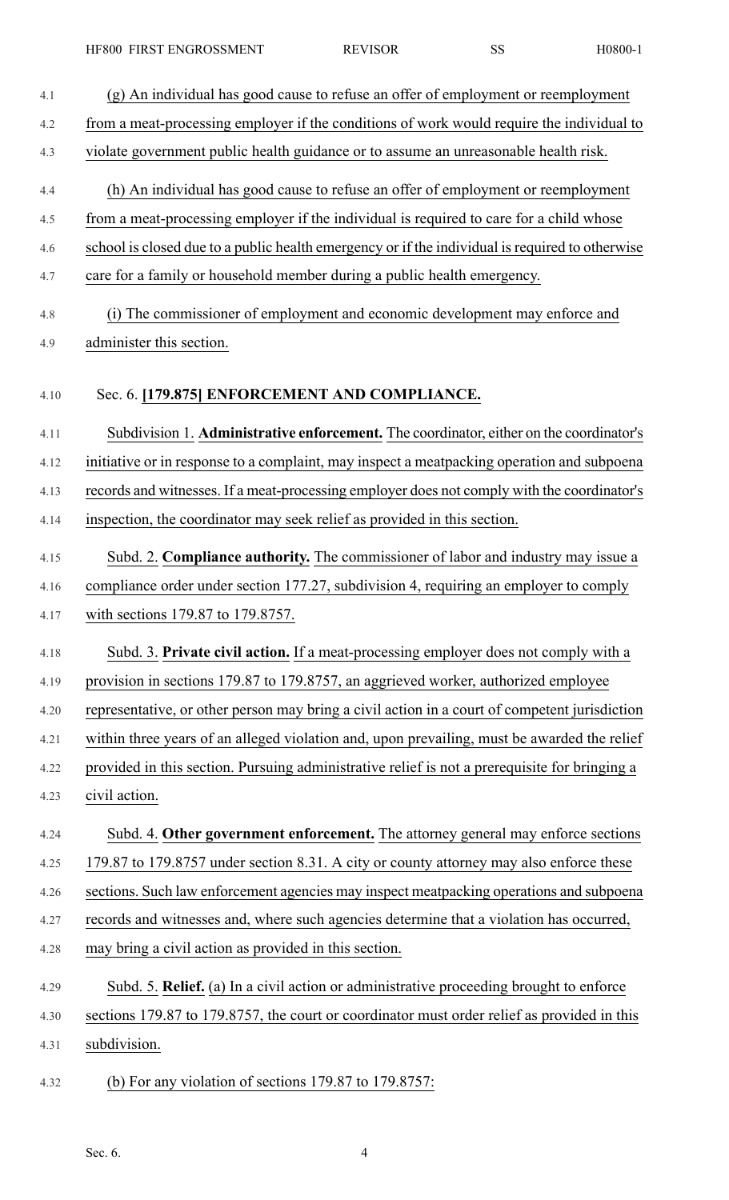(g) An individual has good cause to refuse an offer of employment or reemployment from a meat-processing employer if the conditions of work would require the individual to violate government public health guidance or to assume an unreasonable health risk.

(h) An individual has good cause to refuse an offer of employment or reemployment from a meat-processing employer if the individual is required to care for a child whose school is closed due to a public health emergency or if the individual is required to otherwise care for a family or household member during a public health emergency.

(i) The commissioner of employment and economic development may enforce and administer this section.

Sec. 6. **[179.875] ENFORCEMENT AND COMPLIANCE.**

Subdivision 1. **Administrative enforcement.** The coordinator, either on the coordinator's initiative or in response to a complaint, may inspect a meatpacking operation and subpoena records and witnesses. If a meat-processing employer does not comply with the coordinator's inspection, the coordinator may seek relief as provided in this section.

Subd. 2. **Compliance authority.** The commissioner of labor and industry may issue a compliance order under section 177.27, subdivision 4, requiring an employer to comply with sections 179.87 to 179.8757.

Subd. 3. **Private civil action.** If a meat-processing employer does not comply with a provision in sections 179.87 to 179.8757, an aggrieved worker, authorized employee representative, or other person may bring a civil action in a court of competent jurisdiction within three years of an alleged violation and, upon prevailing, must be awarded the relief provided in this section. Pursuing administrative relief is not a prerequisite for bringing a civil action.

Subd. 4. **Other government enforcement.** The attorney general may enforce sections 179.87 to 179.8757 under section 8.31. A city or county attorney may also enforce these sections. Such law enforcement agencies may inspect meatpacking operations and subpoena records and witnesses and, where such agencies determine that a violation has occurred, may bring a civil action as provided in this section.

Subd. 5. **Relief.** (a) In a civil action or administrative proceeding brought to enforce sections 179.87 to 179.8757, the court or coordinator must order relief as provided in this subdivision.

(b) For any violation of sections 179.87 to 179.8757: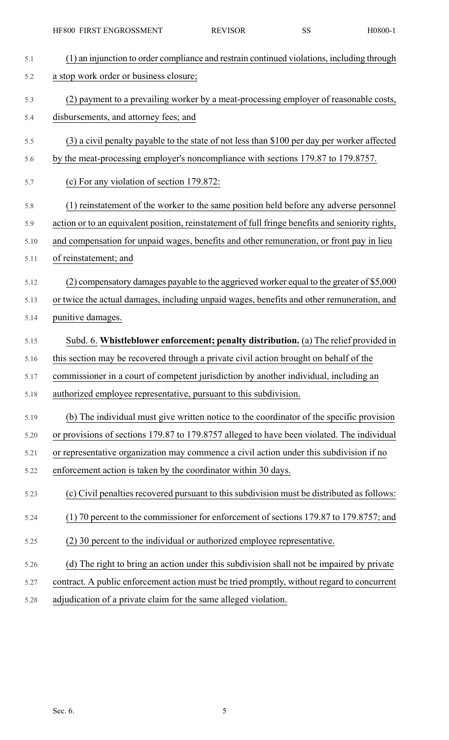(1) an injunction to order compliance and restrain continued violations, including through a stop work order or business closure;

(2) payment to a prevailing worker by a meat-processing employer of reasonable costs, disbursements, and attorney fees; and

(3) a civil penalty payable to the state of not less than $100 per day per worker affected by the meat-processing employer's noncompliance with sections 179.87 to 179.8757.

(c) For any violation of section 179.872:

(1) reinstatement of the worker to the same position held before any adverse personnel action or to an equivalent position, reinstatement of full fringe benefits and seniority rights, and compensation for unpaid wages, benefits and other remuneration, or front pay in lieu of reinstatement; and

(2) compensatory damages payable to the aggrieved worker equal to the greater of $5,000 or twice the actual damages, including unpaid wages, benefits and other remuneration, and punitive damages.

Subd. 6. **Whistleblower enforcement; penalty distribution.** (a) The relief provided in this section may be recovered through a private civil action brought on behalf of the commissioner in a court of competent jurisdiction by another individual, including an authorized employee representative, pursuant to this subdivision.

(b) The individual must give written notice to the coordinator of the specific provision or provisions of sections 179.87 to 179.8757 alleged to have been violated. The individual or representative organization may commence a civil action under this subdivision if no enforcement action is taken by the coordinator within 30 days.

(c) Civil penalties recovered pursuant to this subdivision must be distributed as follows:

(1) 70 percent to the commissioner for enforcement of sections 179.87 to 179.8757; and

(2) 30 percent to the individual or authorized employee representative.

(d) The right to bring an action under this subdivision shall not be impaired by private contract. A public enforcement action must be tried promptly, without regard to concurrent adjudication of a private claim for the same alleged violation.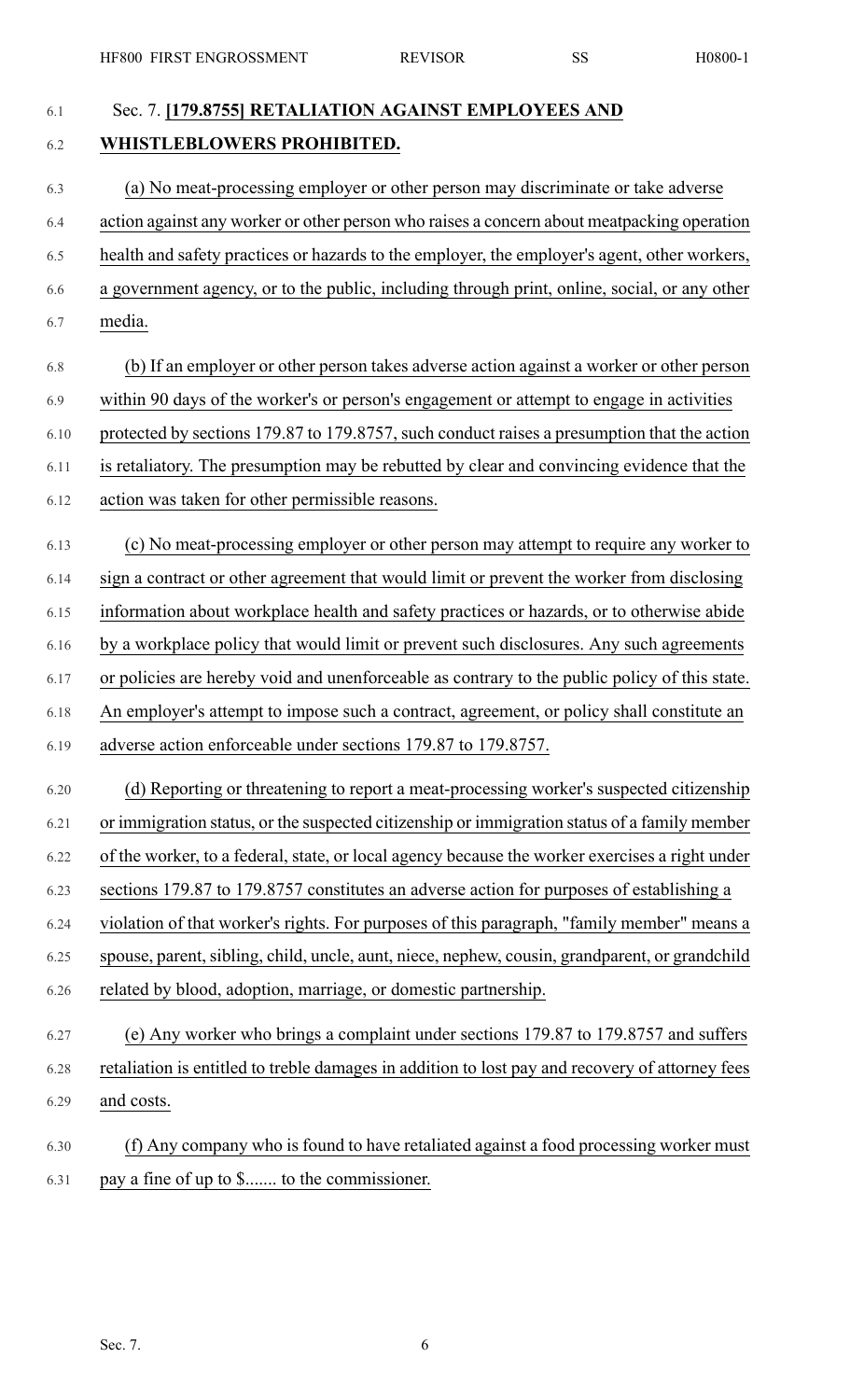Sec. 7. **[179.8755] RETALIATION AGAINST EMPLOYEES AND WHISTLEBLOWERS PROHIBITED.**

(a) No meat-processing employer or other person may discriminate or take adverse action against any worker or other person who raises a concern about meatpacking operation health and safety practices or hazards to the employer, the employer's agent, other workers, a government agency, or to the public, including through print, online, social, or any other media.

(b) If an employer or other person takes adverse action against a worker or other person within 90 days of the worker's or person's engagement or attempt to engage in activities protected by sections 179.87 to 179.8757, such conduct raises a presumption that the action is retaliatory. The presumption may be rebutted by clear and convincing evidence that the action was taken for other permissible reasons.

(c) No meat-processing employer or other person may attempt to require any worker to sign a contract or other agreement that would limit or prevent the worker from disclosing information about workplace health and safety practices or hazards, or to otherwise abide by a workplace policy that would limit or prevent such disclosures. Any such agreements or policies are hereby void and unenforceable as contrary to the public policy of this state. An employer's attempt to impose such a contract, agreement, or policy shall constitute an adverse action enforceable under sections 179.87 to 179.8757.

(d) Reporting or threatening to report a meat-processing worker's suspected citizenship or immigration status, or the suspected citizenship or immigration status of a family member of the worker, to a federal, state, or local agency because the worker exercises a right under sections 179.87 to 179.8757 constitutes an adverse action for purposes of establishing a violation of that worker's rights. For purposes of this paragraph, "family member" means a spouse, parent, sibling, child, uncle, aunt, niece, nephew, cousin, grandparent, or grandchild related by blood, adoption, marriage, or domestic partnership.

(e) Any worker who brings a complaint under sections 179.87 to 179.8757 and suffers retaliation is entitled to treble damages in addition to lost pay and recovery of attorney fees and costs.

(f) Any company who is found to have retaliated against a food processing worker must pay a fine of up to $....... to the commissioner.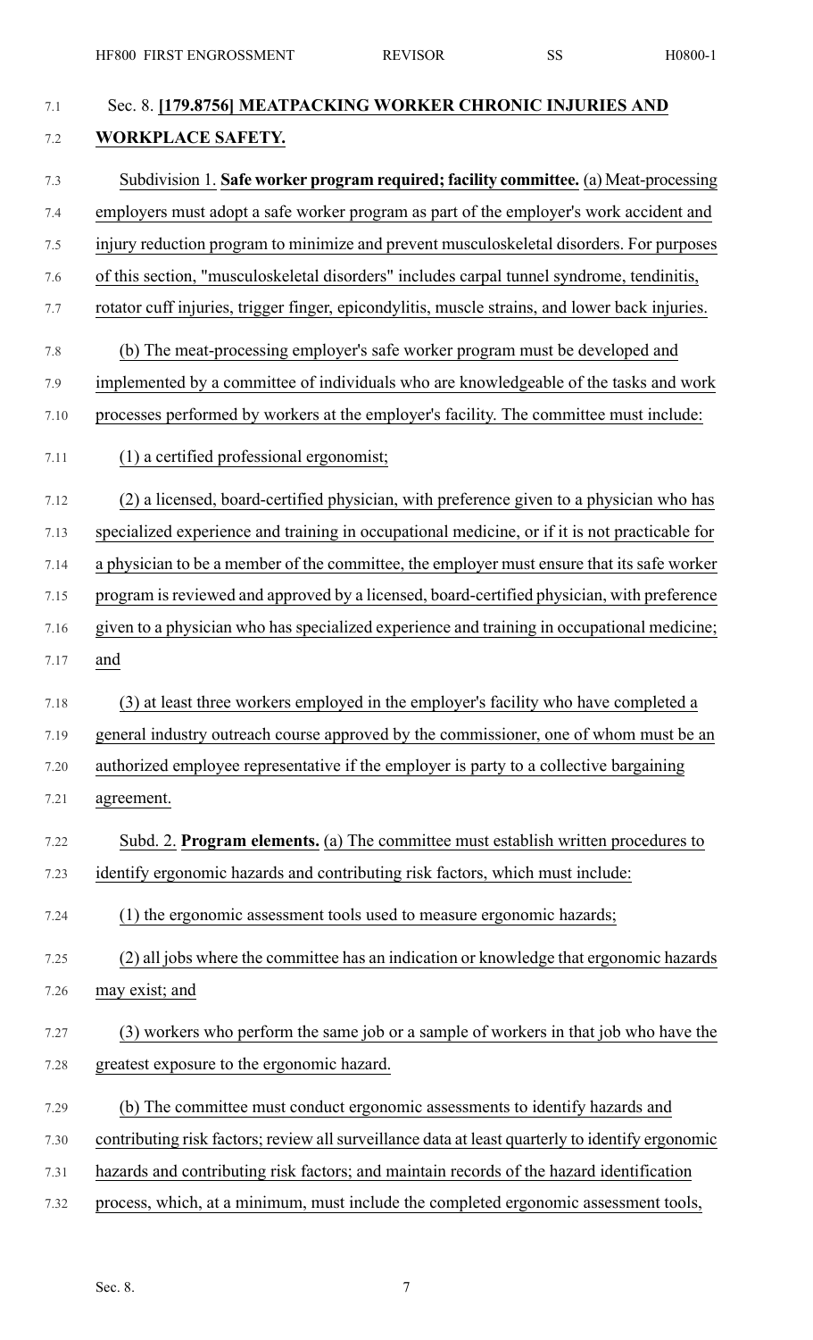Sec. 8. **[179.8756] MEATPACKING WORKER CHRONIC INJURIES AND WORKPLACE SAFETY.**

Subdivision 1. **Safe worker program required; facility committee.** (a) Meat-processing employers must adopt a safe worker program as part of the employer's work accident and injury reduction program to minimize and prevent musculoskeletal disorders. For purposes of this section, "musculoskeletal disorders" includes carpal tunnel syndrome, tendinitis, rotator cuff injuries, trigger finger, epicondylitis, muscle strains, and lower back injuries.

(b) The meat-processing employer's safe worker program must be developed and implemented by a committee of individuals who are knowledgeable of the tasks and work processes performed by workers at the employer's facility. The committee must include:

(1) a certified professional ergonomist;

(2) a licensed, board-certified physician, with preference given to a physician who has specialized experience and training in occupational medicine, or if it is not practicable for a physician to be a member of the committee, the employer must ensure that its safe worker program is reviewed and approved by a licensed, board-certified physician, with preference given to a physician who has specialized experience and training in occupational medicine; and

(3) at least three workers employed in the employer's facility who have completed a general industry outreach course approved by the commissioner, one of whom must be an authorized employee representative if the employer is party to a collective bargaining agreement.

Subd. 2. **Program elements.** (a) The committee must establish written procedures to identify ergonomic hazards and contributing risk factors, which must include:

(1) the ergonomic assessment tools used to measure ergonomic hazards;

(2) all jobs where the committee has an indication or knowledge that ergonomic hazards may exist; and

(3) workers who perform the same job or a sample of workers in that job who have the greatest exposure to the ergonomic hazard.

(b) The committee must conduct ergonomic assessments to identify hazards and contributing risk factors; review all surveillance data at least quarterly to identify ergonomic hazards and contributing risk factors; and maintain records of the hazard identification process, which, at a minimum, must include the completed ergonomic assessment tools,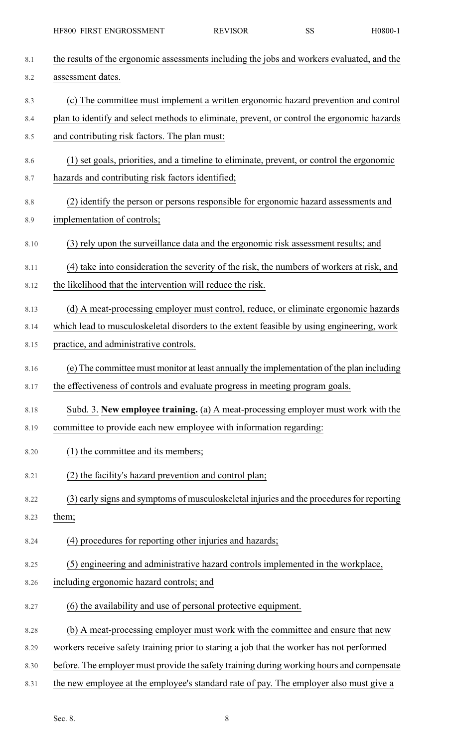the results of the ergonomic assessments including the jobs and workers evaluated, and the assessment dates.

(c) The committee must implement a written ergonomic hazard prevention and control plan to identify and select methods to eliminate, prevent, or control the ergonomic hazards and contributing risk factors. The plan must:

(1) set goals, priorities, and a timeline to eliminate, prevent, or control the ergonomic hazards and contributing risk factors identified;

(2) identify the person or persons responsible for ergonomic hazard assessments and implementation of controls;

(3) rely upon the surveillance data and the ergonomic risk assessment results; and

(4) take into consideration the severity of the risk, the numbers of workers at risk, and the likelihood that the intervention will reduce the risk.

(d) A meat-processing employer must control, reduce, or eliminate ergonomic hazards which lead to musculoskeletal disorders to the extent feasible by using engineering, work practice, and administrative controls.

(e) The committee must monitor at least annually the implementation of the plan including the effectiveness of controls and evaluate progress in meeting program goals.

Subd. 3. **New employee training.** (a) A meat-processing employer must work with the committee to provide each new employee with information regarding:

(1) the committee and its members;

(2) the facility's hazard prevention and control plan;

(3) early signs and symptoms of musculoskeletal injuries and the procedures for reporting them;

(4) procedures for reporting other injuries and hazards;

(5) engineering and administrative hazard controls implemented in the workplace, including ergonomic hazard controls; and

(6) the availability and use of personal protective equipment.

(b) A meat-processing employer must work with the committee and ensure that new workers receive safety training prior to staring a job that the worker has not performed before. The employer must provide the safety training during working hours and compensate the new employee at the employee's standard rate of pay. The employer also must give a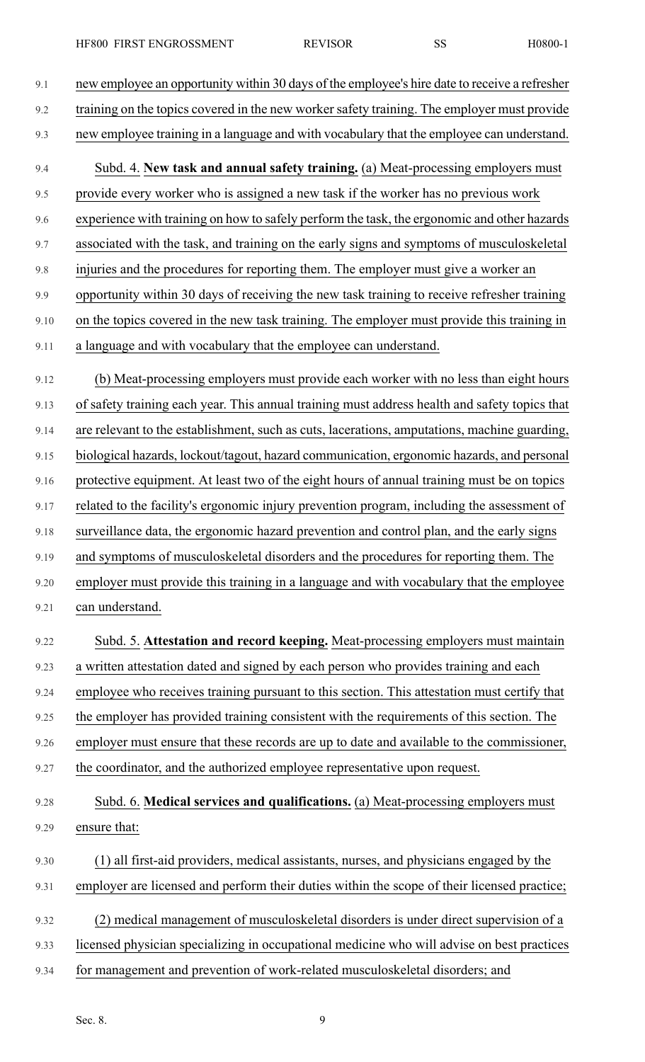new employee an opportunity within 30 days of the employee's hire date to receive a refresher training on the topics covered in the new worker safety training. The employer must provide new employee training in a language and with vocabulary that the employee can understand.

Subd. 4. **New task and annual safety training.** (a) Meat-processing employers must provide every worker who is assigned a new task if the worker has no previous work experience with training on how to safely perform the task, the ergonomic and other hazards associated with the task, and training on the early signs and symptoms of musculoskeletal injuries and the procedures for reporting them. The employer must give a worker an opportunity within 30 days of receiving the new task training to receive refresher training on the topics covered in the new task training. The employer must provide this training in a language and with vocabulary that the employee can understand.

(b) Meat-processing employers must provide each worker with no less than eight hours of safety training each year. This annual training must address health and safety topics that are relevant to the establishment, such as cuts, lacerations, amputations, machine guarding, biological hazards, lockout/tagout, hazard communication, ergonomic hazards, and personal protective equipment. At least two of the eight hours of annual training must be on topics related to the facility's ergonomic injury prevention program, including the assessment of surveillance data, the ergonomic hazard prevention and control plan, and the early signs and symptoms of musculoskeletal disorders and the procedures for reporting them. The employer must provide this training in a language and with vocabulary that the employee can understand.

Subd. 5. **Attestation and record keeping.** Meat-processing employers must maintain a written attestation dated and signed by each person who provides training and each employee who receives training pursuant to this section. This attestation must certify that the employer has provided training consistent with the requirements of this section. The employer must ensure that these records are up to date and available to the commissioner, the coordinator, and the authorized employee representative upon request.

Subd. 6. **Medical services and qualifications.** (a) Meat-processing employers must ensure that:

(1) all first-aid providers, medical assistants, nurses, and physicians engaged by the employer are licensed and perform their duties within the scope of their licensed practice;

(2) medical management of musculoskeletal disorders is under direct supervision of a licensed physician specializing in occupational medicine who will advise on best practices for management and prevention of work-related musculoskeletal disorders; and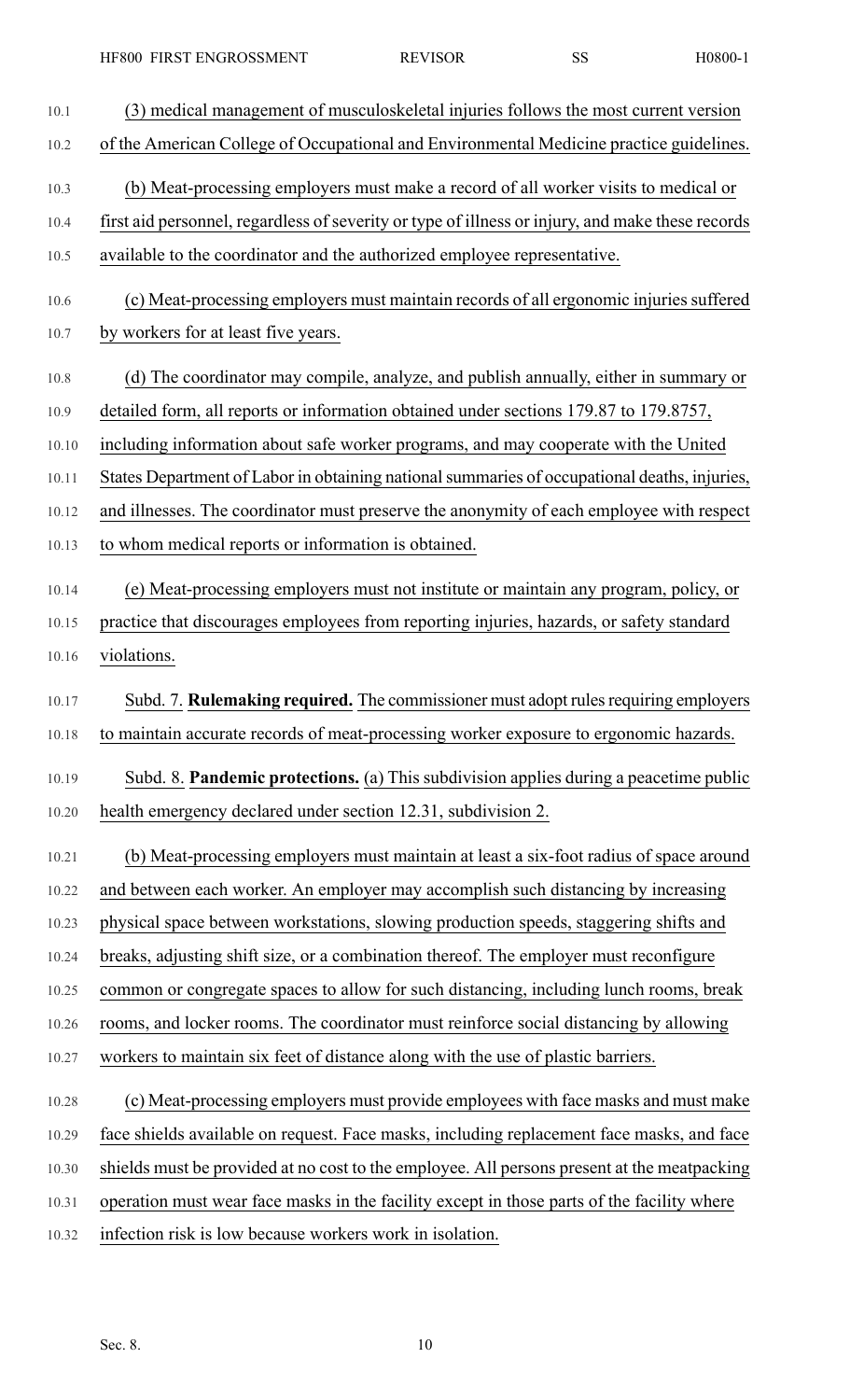(3) medical management of musculoskeletal injuries follows the most current version of the American College of Occupational and Environmental Medicine practice guidelines.

(b) Meat-processing employers must make a record of all worker visits to medical or first aid personnel, regardless of severity or type of illness or injury, and make these records available to the coordinator and the authorized employee representative.

(c) Meat-processing employers must maintain records of all ergonomic injuries suffered by workers for at least five years.

(d) The coordinator may compile, analyze, and publish annually, either in summary or detailed form, all reports or information obtained under sections 179.87 to 179.8757, including information about safe worker programs, and may cooperate with the United States Department of Labor in obtaining national summaries of occupational deaths, injuries, and illnesses. The coordinator must preserve the anonymity of each employee with respect to whom medical reports or information is obtained.

(e) Meat-processing employers must not institute or maintain any program, policy, or practice that discourages employees from reporting injuries, hazards, or safety standard violations.

Subd. 7. **Rulemaking required.** The commissioner must adopt rules requiring employers to maintain accurate records of meat-processing worker exposure to ergonomic hazards.

Subd. 8. **Pandemic protections.** (a) This subdivision applies during a peacetime public health emergency declared under section 12.31, subdivision 2.

(b) Meat-processing employers must maintain at least a six-foot radius of space around and between each worker. An employer may accomplish such distancing by increasing physical space between workstations, slowing production speeds, staggering shifts and breaks, adjusting shift size, or a combination thereof. The employer must reconfigure common or congregate spaces to allow for such distancing, including lunch rooms, break rooms, and locker rooms. The coordinator must reinforce social distancing by allowing workers to maintain six feet of distance along with the use of plastic barriers.

(c) Meat-processing employers must provide employees with face masks and must make face shields available on request. Face masks, including replacement face masks, and face shields must be provided at no cost to the employee. All persons present at the meatpacking operation must wear face masks in the facility except in those parts of the facility where infection risk is low because workers work in isolation.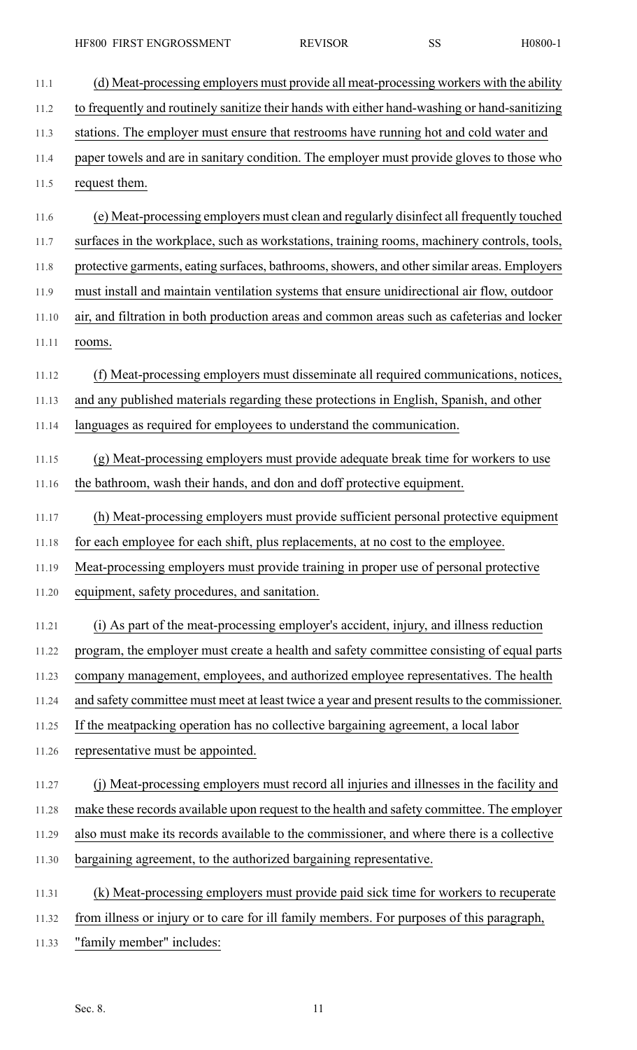(d) Meat-processing employers must provide all meat-processing workers with the ability to frequently and routinely sanitize their hands with either hand-washing or hand-sanitizing stations. The employer must ensure that restrooms have running hot and cold water and paper towels and are in sanitary condition. The employer must provide gloves to those who request them.

(e) Meat-processing employers must clean and regularly disinfect all frequently touched surfaces in the workplace, such as workstations, training rooms, machinery controls, tools, protective garments, eating surfaces, bathrooms, showers, and other similar areas. Employers must install and maintain ventilation systems that ensure unidirectional air flow, outdoor air, and filtration in both production areas and common areas such as cafeterias and locker rooms.

(f) Meat-processing employers must disseminate all required communications, notices, and any published materials regarding these protections in English, Spanish, and other languages as required for employees to understand the communication.

(g) Meat-processing employers must provide adequate break time for workers to use the bathroom, wash their hands, and don and doff protective equipment.

(h) Meat-processing employers must provide sufficient personal protective equipment for each employee for each shift, plus replacements, at no cost to the employee. Meat-processing employers must provide training in proper use of personal protective equipment, safety procedures, and sanitation.

(i) As part of the meat-processing employer's accident, injury, and illness reduction program, the employer must create a health and safety committee consisting of equal parts company management, employees, and authorized employee representatives. The health and safety committee must meet at least twice a year and present results to the commissioner. If the meatpacking operation has no collective bargaining agreement, a local labor representative must be appointed.

(j) Meat-processing employers must record all injuries and illnesses in the facility and make these records available upon request to the health and safety committee. The employer also must make its records available to the commissioner, and where there is a collective bargaining agreement, to the authorized bargaining representative.

(k) Meat-processing employers must provide paid sick time for workers to recuperate from illness or injury or to care for ill family members. For purposes of this paragraph, "family member" includes: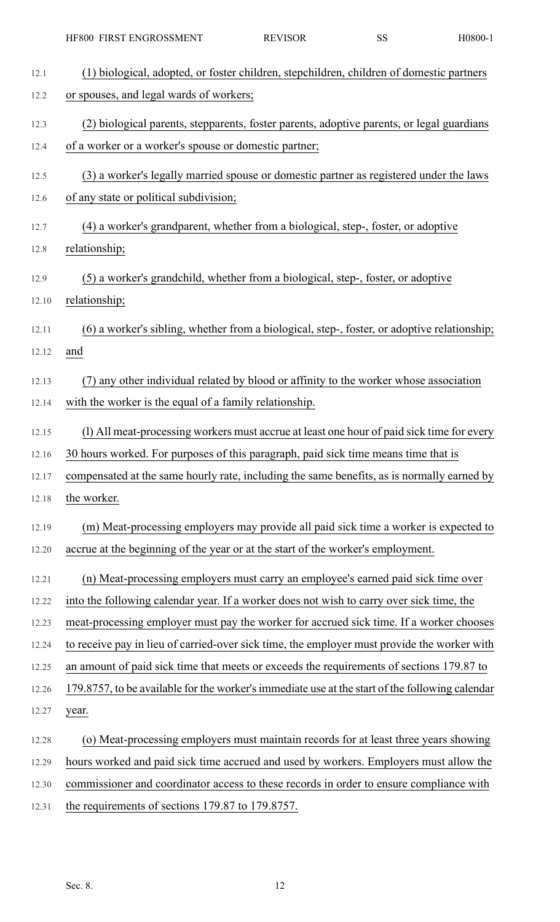(1) biological, adopted, or foster children, stepchildren, children of domestic partners or spouses, and legal wards of workers;

(2) biological parents, stepparents, foster parents, adoptive parents, or legal guardians of a worker or a worker's spouse or domestic partner;

(3) a worker's legally married spouse or domestic partner as registered under the laws of any state or political subdivision;

(4) a worker's grandparent, whether from a biological, step-, foster, or adoptive relationship;

(5) a worker's grandchild, whether from a biological, step-, foster, or adoptive relationship;

(6) a worker's sibling, whether from a biological, step-, foster, or adoptive relationship; and

(7) any other individual related by blood or affinity to the worker whose association with the worker is the equal of a family relationship.

(l) All meat-processing workers must accrue at least one hour of paid sick time for every 30 hours worked. For purposes of this paragraph, paid sick time means time that is compensated at the same hourly rate, including the same benefits, as is normally earned by the worker.

(m) Meat-processing employers may provide all paid sick time a worker is expected to accrue at the beginning of the year or at the start of the worker's employment.

(n) Meat-processing employers must carry an employee's earned paid sick time over into the following calendar year. If a worker does not wish to carry over sick time, the meat-processing employer must pay the worker for accrued sick time. If a worker chooses to receive pay in lieu of carried-over sick time, the employer must provide the worker with an amount of paid sick time that meets or exceeds the requirements of sections 179.87 to 179.8757, to be available for the worker's immediate use at the start of the following calendar year.

(o) Meat-processing employers must maintain records for at least three years showing hours worked and paid sick time accrued and used by workers. Employers must allow the commissioner and coordinator access to these records in order to ensure compliance with the requirements of sections 179.87 to 179.8757.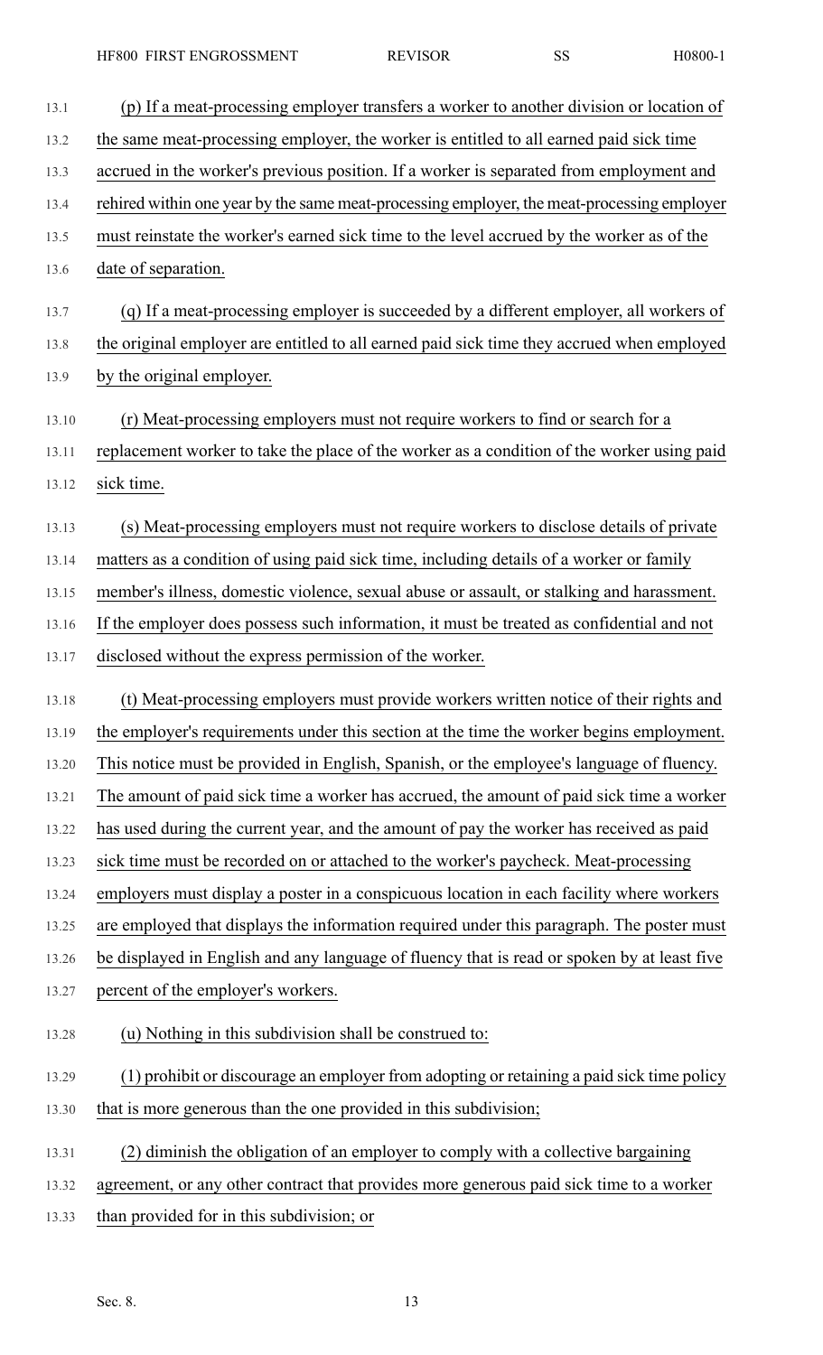(p) If a meat-processing employer transfers a worker to another division or location of the same meat-processing employer, the worker is entitled to all earned paid sick time accrued in the worker's previous position. If a worker is separated from employment and rehired within one year by the same meat-processing employer, the meat-processing employer must reinstate the worker's earned sick time to the level accrued by the worker as of the date of separation.

(q) If a meat-processing employer is succeeded by a different employer, all workers of the original employer are entitled to all earned paid sick time they accrued when employed by the original employer.

(r) Meat-processing employers must not require workers to find or search for a replacement worker to take the place of the worker as a condition of the worker using paid sick time.

(s) Meat-processing employers must not require workers to disclose details of private matters as a condition of using paid sick time, including details of a worker or family member's illness, domestic violence, sexual abuse or assault, or stalking and harassment. If the employer does possess such information, it must be treated as confidential and not disclosed without the express permission of the worker.

(t) Meat-processing employers must provide workers written notice of their rights and the employer's requirements under this section at the time the worker begins employment. This notice must be provided in English, Spanish, or the employee's language of fluency. The amount of paid sick time a worker has accrued, the amount of paid sick time a worker has used during the current year, and the amount of pay the worker has received as paid sick time must be recorded on or attached to the worker's paycheck. Meat-processing employers must display a poster in a conspicuous location in each facility where workers are employed that displays the information required under this paragraph. The poster must be displayed in English and any language of fluency that is read or spoken by at least five percent of the employer's workers.

(u) Nothing in this subdivision shall be construed to:

(1) prohibit or discourage an employer from adopting or retaining a paid sick time policy that is more generous than the one provided in this subdivision;

(2) diminish the obligation of an employer to comply with a collective bargaining agreement, or any other contract that provides more generous paid sick time to a worker than provided for in this subdivision; or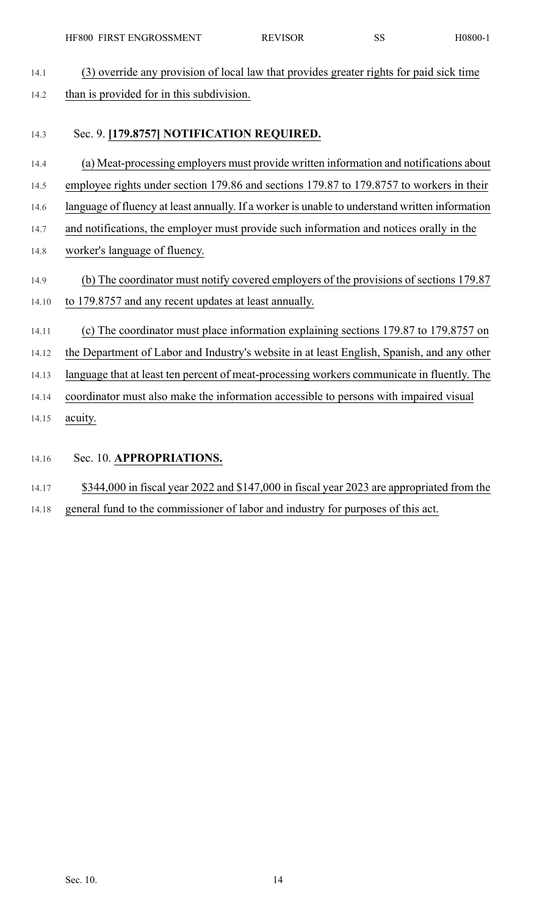(3) override any provision of local law that provides greater rights for paid sick time than is provided for in this subdivision.

Sec. 9. **[179.8757] NOTIFICATION REQUIRED.**

(a) Meat-processing employers must provide written information and notifications about employee rights under section 179.86 and sections 179.87 to 179.8757 to workers in their language of fluency at least annually. If a worker is unable to understand written information and notifications, the employer must provide such information and notices orally in the worker's language of fluency.

(b) The coordinator must notify covered employers of the provisions of sections 179.87 to 179.8757 and any recent updates at least annually.

(c) The coordinator must place information explaining sections 179.87 to 179.8757 on the Department of Labor and Industry's website in at least English, Spanish, and any other language that at least ten percent of meat-processing workers communicate in fluently. The coordinator must also make the information accessible to persons with impaired visual acuity.

Sec. 10. **APPROPRIATIONS.**

$344,000 in fiscal year 2022 and $147,000 in fiscal year 2023 are appropriated from the general fund to the commissioner of labor and industry for purposes of this act.